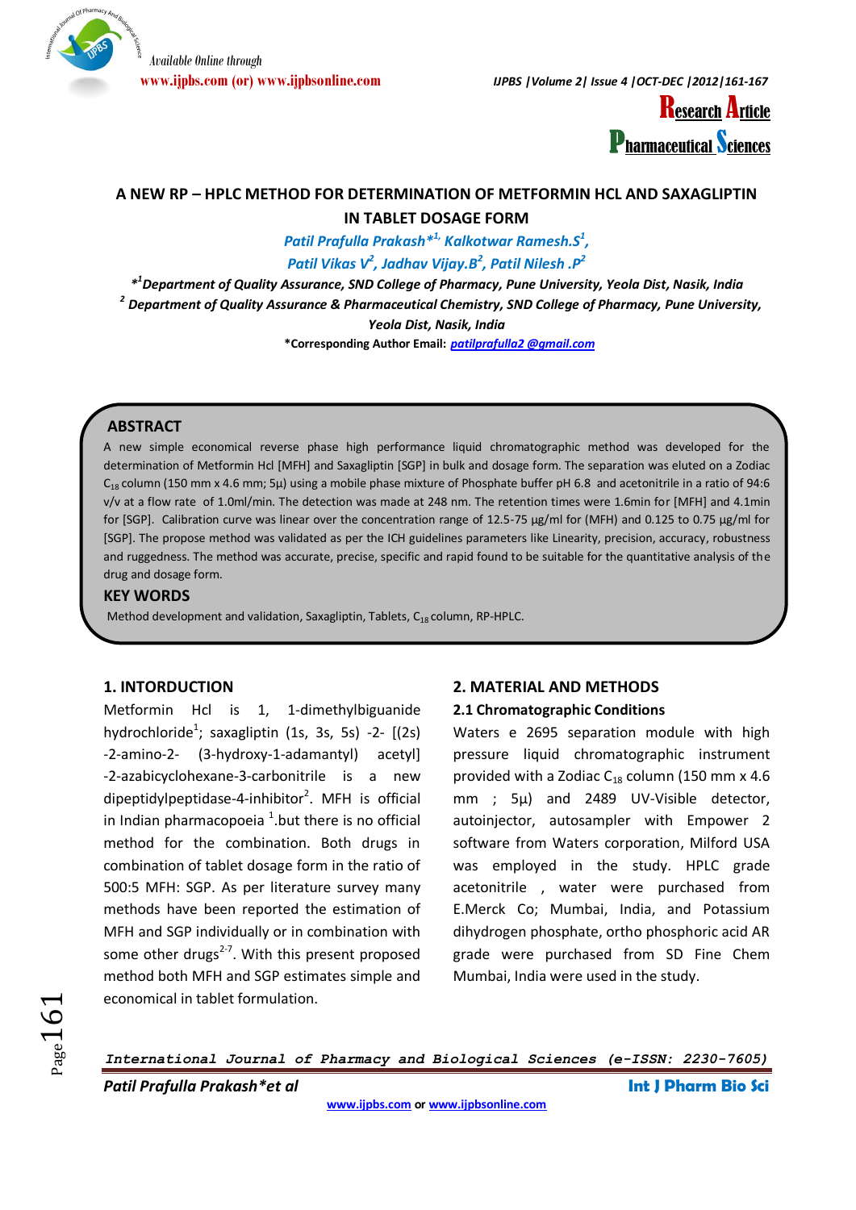Available Online through
www.ijpbs.com (or) www.ijpbsonline.com

**Research Article**
**Pharmaceutical Sciences**

# A NEW RP – HPLC METHOD FOR DETERMINATION OF METFORMIN HCL AND SAXAGLIPTIN IN TABLET DOSAGE FORM

*Patil Prafulla Prakash*[*1], Kalkotwar Ramesh.S[1],*
*Patil Vikas V[2], Jadhav Vijay.B[2], Patil Nilesh .P[2]*

*[*1]Department of Quality Assurance, SND College of Pharmacy, Pune University, Yeola Dist, Nasik, India*
*[2] Department of Quality Assurance & Pharmaceutical Chemistry, SND College of Pharmacy, Pune University, Yeola Dist, Nasik, India*

***Corresponding Author Email:** patilprafulla2 @gmail.com

## ABSTRACT

A new simple economical reverse phase high performance liquid chromatographic method was developed for the determination of Metformin Hcl [MFH] and Saxagliptin [SGP] in bulk and dosage form. The separation was eluted on a Zodiac $C_{18}$ column (150 mm x 4.6 mm; 5µ) using a mobile phase mixture of Phosphate buffer pH 6.8 and acetonitrile in a ratio of 94:6 v/v at a flow rate of 1.0ml/min. The detection was made at 248 nm. The retention times were 1.6min for [MFH] and 4.1min for [SGP]. Calibration curve was linear over the concentration range of 12.5-75 µg/ml for (MFH) and 0.125 to 0.75 µg/ml for [SGP]. The propose method was validated as per the ICH guidelines parameters like Linearity, precision, accuracy, robustness and ruggedness. The method was accurate, precise, specific and rapid found to be suitable for the quantitative analysis of the drug and dosage form.

## KEY WORDS

Method development and validation, Saxagliptin, Tablets, $C_{18}$ column, RP-HPLC.

## 1. INTORDUCTION

Metformin Hcl is 1, 1-dimethylbiguanide hydrochloride[1]; saxagliptin (1s, 3s, 5s) -2- [(2s) -2-amino-2- (3-hydroxy-1-adamantyl) acetyl] -2-azabicyclohexane-3-carbonitrile is a new dipeptidylpeptidase-4-inhibitor[2]. MFH is official in Indian pharmacopoeia [1].but there is no official method for the combination. Both drugs in combination of tablet dosage form in the ratio of 500:5 MFH: SGP. As per literature survey many methods have been reported the estimation of MFH and SGP individually or in combination with some other drugs[2-7]. With this present proposed method both MFH and SGP estimates simple and economical in tablet formulation.

## 2. MATERIAL AND METHODS

### 2.1 Chromatographic Conditions

Waters e 2695 separation module with high pressure liquid chromatographic instrument provided with a Zodiac $C_{18}$ column (150 mm x 4.6 mm ; 5µ) and 2489 UV-Visible detector, autoinjector, autosampler with Empower 2 software from Waters corporation, Milford USA was employed in the study. HPLC grade acetonitrile , water were purchased from E.Merck Co; Mumbai, India, and Potassium dihydrogen phosphate, ortho phosphoric acid AR grade were purchased from SD Fine Chem Mumbai, India were used in the study.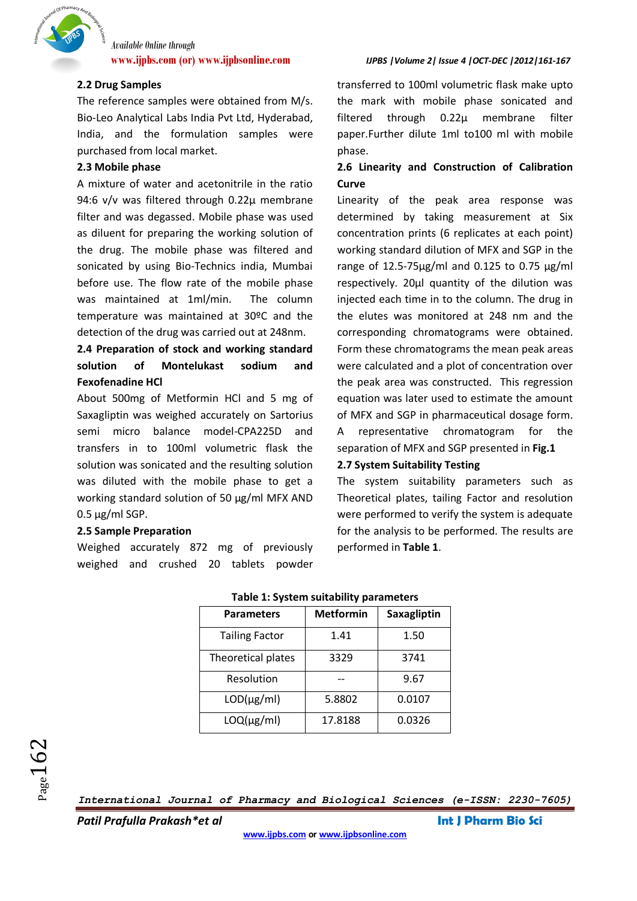## 2.2 Drug Samples

The reference samples were obtained from M/s. Bio-Leo Analytical Labs India Pvt Ltd, Hyderabad, India, and the formulation samples were purchased from local market.

## 2.3 Mobile phase

A mixture of water and acetonitrile in the ratio 94:6 v/v was filtered through 0.22µ membrane filter and was degassed. Mobile phase was used as diluent for preparing the working solution of the drug. The mobile phase was filtered and sonicated by using Bio-Technics india, Mumbai before use. The flow rate of the mobile phase was maintained at 1ml/min. The column temperature was maintained at 30ºC and the detection of the drug was carried out at 248nm.

## 2.4 Preparation of stock and working standard solution of Montelukast sodium and Fexofenadine HCl

About 500mg of Metformin HCl and 5 mg of Saxagliptin was weighed accurately on Sartorius semi micro balance model-CPA225D and transfers in to 100ml volumetric flask the solution was sonicated and the resulting solution was diluted with the mobile phase to get a working standard solution of 50 µg/ml MFX AND 0.5 µg/ml SGP.

## 2.5 Sample Preparation

Weighed accurately 872 mg of previously weighed and crushed 20 tablets powder transferred to 100ml volumetric flask make upto the mark with mobile phase sonicated and filtered through 0.22µ membrane filter paper.Further dilute 1ml to100 ml with mobile phase.

## 2.6 Linearity and Construction of Calibration Curve

Linearity of the peak area response was determined by taking measurement at Six concentration prints (6 replicates at each point) working standard dilution of MFX and SGP in the range of 12.5-75µg/ml and 0.125 to 0.75 µg/ml respectively. 20µl quantity of the dilution was injected each time in to the column. The drug in the elutes was monitored at 248 nm and the corresponding chromatograms were obtained. Form these chromatograms the mean peak areas were calculated and a plot of concentration over the peak area was constructed. This regression equation was later used to estimate the amount of MFX and SGP in pharmaceutical dosage form. A representative chromatogram for the separation of MFX and SGP presented in **Fig.1**

## 2.7 System Suitability Testing

The system suitability parameters such as Theoretical plates, tailing Factor and resolution were performed to verify the system is adequate for the analysis to be performed. The results are performed in **Table 1**.

**Table 1: System suitability parameters**

| Parameters | Metformin | Saxagliptin |
|---|---|---|
| Tailing Factor | 1.41 | 1.50 |
| Theoretical plates | 3329 | 3741 |
| Resolution | -- | 9.67 |
| LOD(µg/ml) | 5.8802 | 0.0107 |
| LOQ(µg/ml) | 17.8188 | 0.0326 |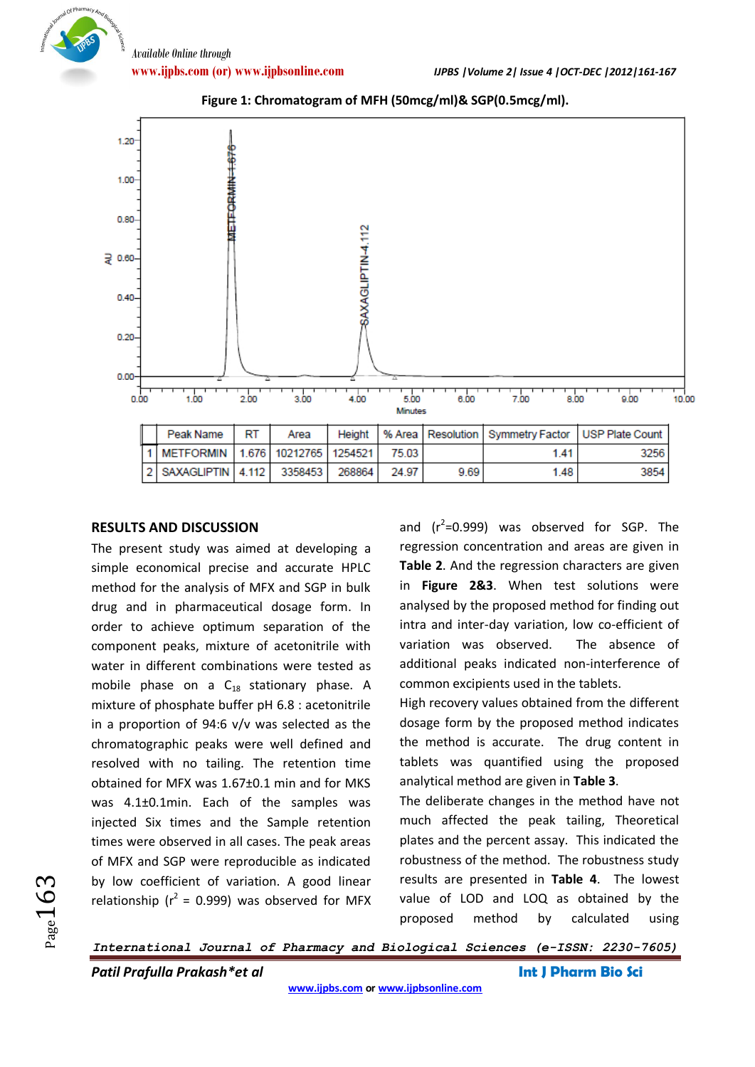**Figure 1: Chromatogram of MFH (50mcg/ml)& SGP(0.5mcg/ml).**

| | Peak Name | RT | Area | Height | % Area | Resolution | Symmetry Factor | USP Plate Count |
|---|---|---|---|---|---|---|---|---|
| 1 | METFORMIN | 1.676 | 10212765 | 1254521 | 75.03 | | 1.41 | 3256 |
| 2 | SAXAGLIPTIN | 4.112 | 3358453 | 268864 | 24.97 | 9.69 | 1.48 | 3854 |

## RESULTS AND DISCUSSION

The present study was aimed at developing a simple economical precise and accurate HPLC method for the analysis of MFX and SGP in bulk drug and in pharmaceutical dosage form. In order to achieve optimum separation of the component peaks, mixture of acetonitrile with water in different combinations were tested as mobile phase on a $C_{18}$ stationary phase. A mixture of phosphate buffer pH 6.8 : acetonitrile in a proportion of 94:6 v/v was selected as the chromatographic peaks were well defined and resolved with no tailing. The retention time obtained for MFX was 1.67±0.1 min and for MKS was 4.1±0.1min. Each of the samples was injected Six times and the Sample retention times were observed in all cases. The peak areas of MFX and SGP were reproducible as indicated by low coefficient of variation. A good linear relationship ($r^2$ = 0.999) was observed for MFX and ($r^2$=0.999) was observed for SGP. The regression concentration and areas are given in **Table 2**. And the regression characters are given in **Figure 2&3**. When test solutions were analysed by the proposed method for finding out intra and inter-day variation, low co-efficient of variation was observed. The absence of additional peaks indicated non-interference of common excipients used in the tablets.

High recovery values obtained from the different dosage form by the proposed method indicates the method is accurate. The drug content in tablets was quantified using the proposed analytical method are given in **Table 3**.

The deliberate changes in the method have not much affected the peak tailing, Theoretical plates and the percent assay. This indicated the robustness of the method. The robustness study results are presented in **Table 4**. The lowest value of LOD and LOQ as obtained by the proposed method by calculated using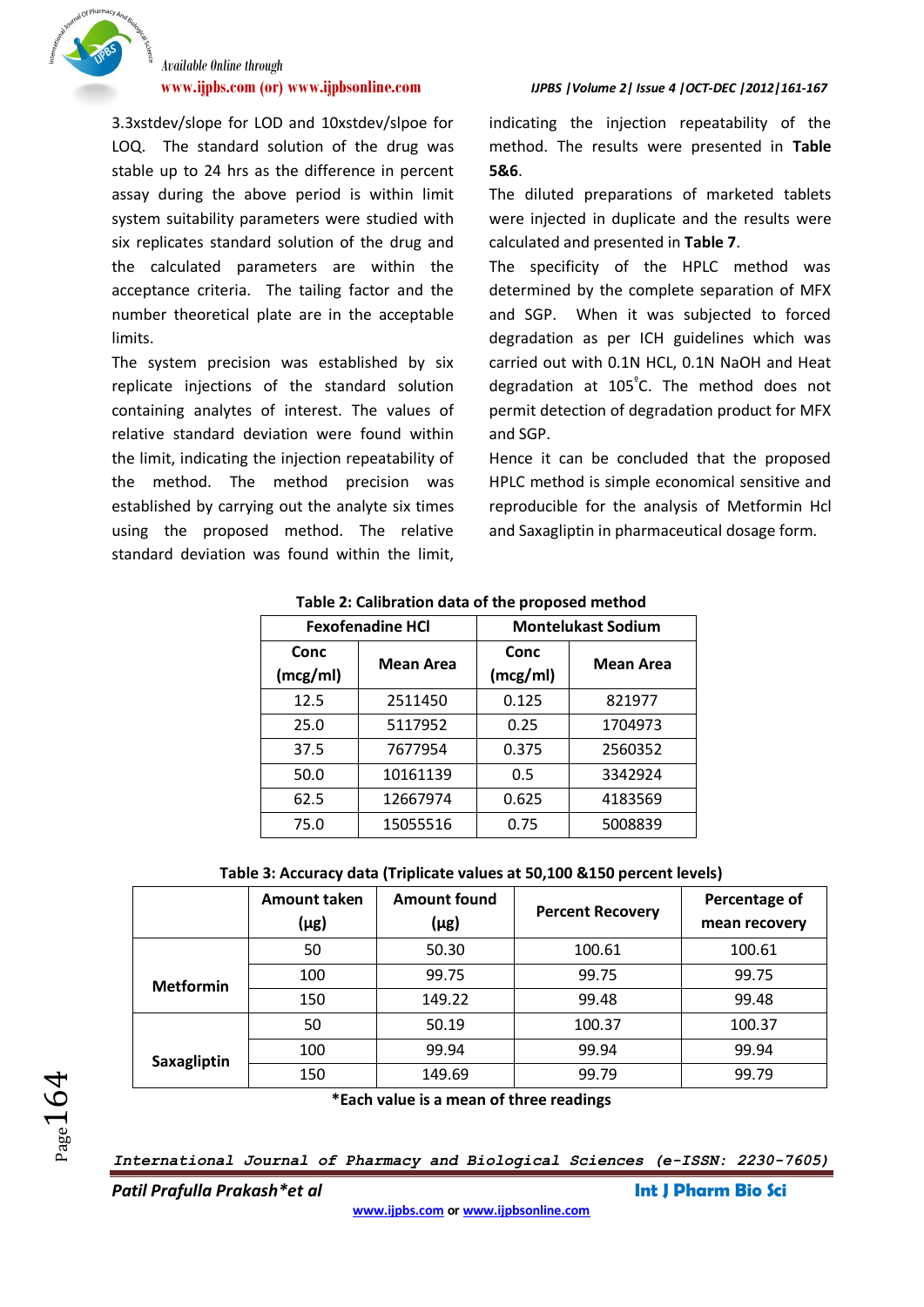3.3xstdev/slope for LOD and 10xstdev/slpoe for LOQ. The standard solution of the drug was stable up to 24 hrs as the difference in percent assay during the above period is within limit system suitability parameters were studied with six replicates standard solution of the drug and the calculated parameters are within the acceptance criteria. The tailing factor and the number theoretical plate are in the acceptable limits.

The system precision was established by six replicate injections of the standard solution containing analytes of interest. The values of relative standard deviation were found within the limit, indicating the injection repeatability of the method. The method precision was established by carrying out the analyte six times using the proposed method. The relative standard deviation was found within the limit, indicating the injection repeatability of the method. The results were presented in **Table 5&6**.

The diluted preparations of marketed tablets were injected in duplicate and the results were calculated and presented in **Table 7**.

The specificity of the HPLC method was determined by the complete separation of MFX and SGP. When it was subjected to forced degradation as per ICH guidelines which was carried out with 0.1N HCL, 0.1N NaOH and Heat degradation at 105°C. The method does not permit detection of degradation product for MFX and SGP.

Hence it can be concluded that the proposed HPLC method is simple economical sensitive and reproducible for the analysis of Metformin Hcl and Saxagliptin in pharmaceutical dosage form.

**Table 2: Calibration data of the proposed method**

| Fexofenadine HCl | | Montelukast Sodium | |
|---|---|---|---|
| Conc (mcg/ml) | Mean Area | Conc (mcg/ml) | Mean Area |
| 12.5 | 2511450 | 0.125 | 821977 |
| 25.0 | 5117952 | 0.25 | 1704973 |
| 37.5 | 7677954 | 0.375 | 2560352 |
| 50.0 | 10161139 | 0.5 | 3342924 |
| 62.5 | 12667974 | 0.625 | 4183569 |
| 75.0 | 15055516 | 0.75 | 5008839 |

**Table 3: Accuracy data (Triplicate values at 50,100 &150 percent levels)**

| | Amount taken (µg) | Amount found (µg) | Percent Recovery | Percentage of mean recovery |
|---|---|---|---|---|
| Metformin | 50 | 50.30 | 100.61 | 100.61 |
| | 100 | 99.75 | 99.75 | 99.75 |
| | 150 | 149.22 | 99.48 | 99.48 |
| Saxagliptin | 50 | 50.19 | 100.37 | 100.37 |
| | 100 | 99.94 | 99.94 | 99.94 |
| | 150 | 149.69 | 99.79 | 99.79 |

***Each value is a mean of three readings**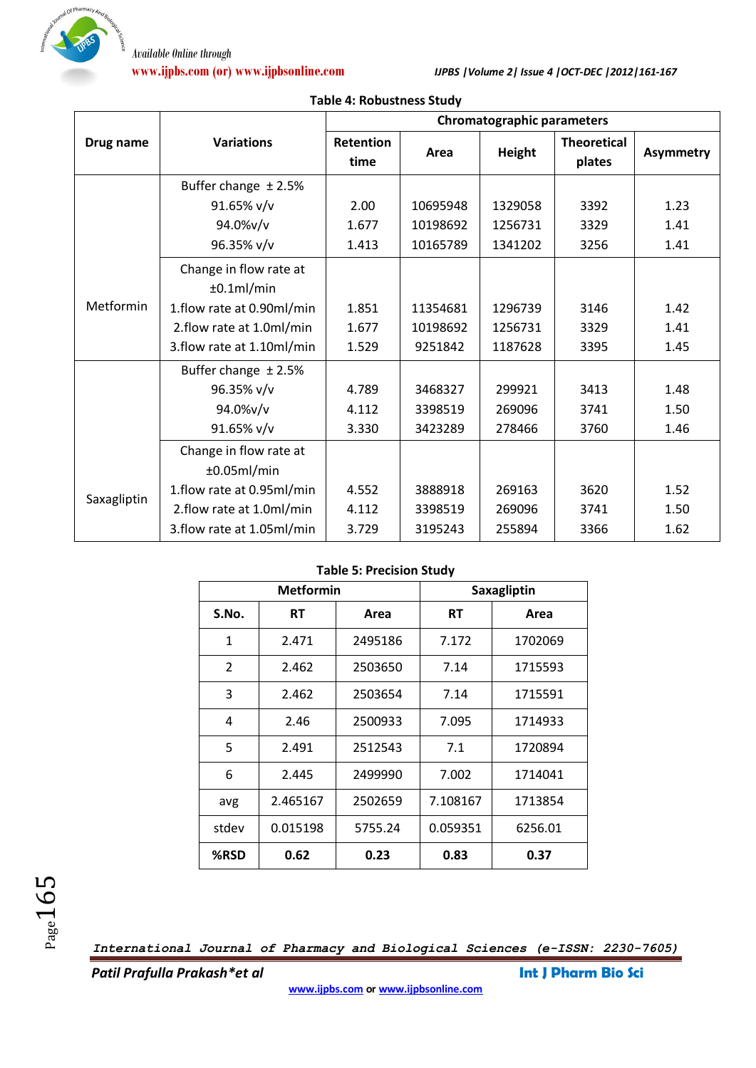**Table 4: Robustness Study**

| Drug name | Variations | Chromatographic parameters | | | | |
|---|---|---|---|---|---|---|
| | | Retention time | Area | Height | Theoretical plates | Asymmetry |
| Metformin | Buffer change ± 2.5% | | | | | |
| | 91.65% v/v | 2.00 | 10695948 | 1329058 | 3392 | 1.23 |
| | 94.0%v/v | 1.677 | 10198692 | 1256731 | 3329 | 1.41 |
| | 96.35% v/v | 1.413 | 10165789 | 1341202 | 3256 | 1.41 |
| | Change in flow rate at ±0.1ml/min | | | | | |
| | 1.flow rate at 0.90ml/min | 1.851 | 11354681 | 1296739 | 3146 | 1.42 |
| | 2.flow rate at 1.0ml/min | 1.677 | 10198692 | 1256731 | 3329 | 1.41 |
| | 3.flow rate at 1.10ml/min | 1.529 | 9251842 | 1187628 | 3395 | 1.45 |
| Saxagliptin | Buffer change ± 2.5% | | | | | |
| | 96.35% v/v | 4.789 | 3468327 | 299921 | 3413 | 1.48 |
| | 94.0%v/v | 4.112 | 3398519 | 269096 | 3741 | 1.50 |
| | 91.65% v/v | 3.330 | 3423289 | 278466 | 3760 | 1.46 |
| | Change in flow rate at ±0.05ml/min | | | | | |
| | 1.flow rate at 0.95ml/min | 4.552 | 3888918 | 269163 | 3620 | 1.52 |
| | 2.flow rate at 1.0ml/min | 4.112 | 3398519 | 269096 | 3741 | 1.50 |
| | 3.flow rate at 1.05ml/min | 3.729 | 3195243 | 255894 | 3366 | 1.62 |

**Table 5: Precision Study**

| | Metformin | | Saxagliptin | |
|---|---|---|---|---|
| S.No. | RT | Area | RT | Area |
| 1 | 2.471 | 2495186 | 7.172 | 1702069 |
| 2 | 2.462 | 2503650 | 7.14 | 1715593 |
| 3 | 2.462 | 2503654 | 7.14 | 1715591 |
| 4 | 2.46 | 2500933 | 7.095 | 1714933 |
| 5 | 2.491 | 2512543 | 7.1 | 1720894 |
| 6 | 2.445 | 2499990 | 7.002 | 1714041 |
| avg | 2.465167 | 2502659 | 7.108167 | 1713854 |
| stdev | 0.015198 | 5755.24 | 0.059351 | 6256.01 |
| **%RSD** | **0.62** | **0.23** | **0.83** | **0.37** |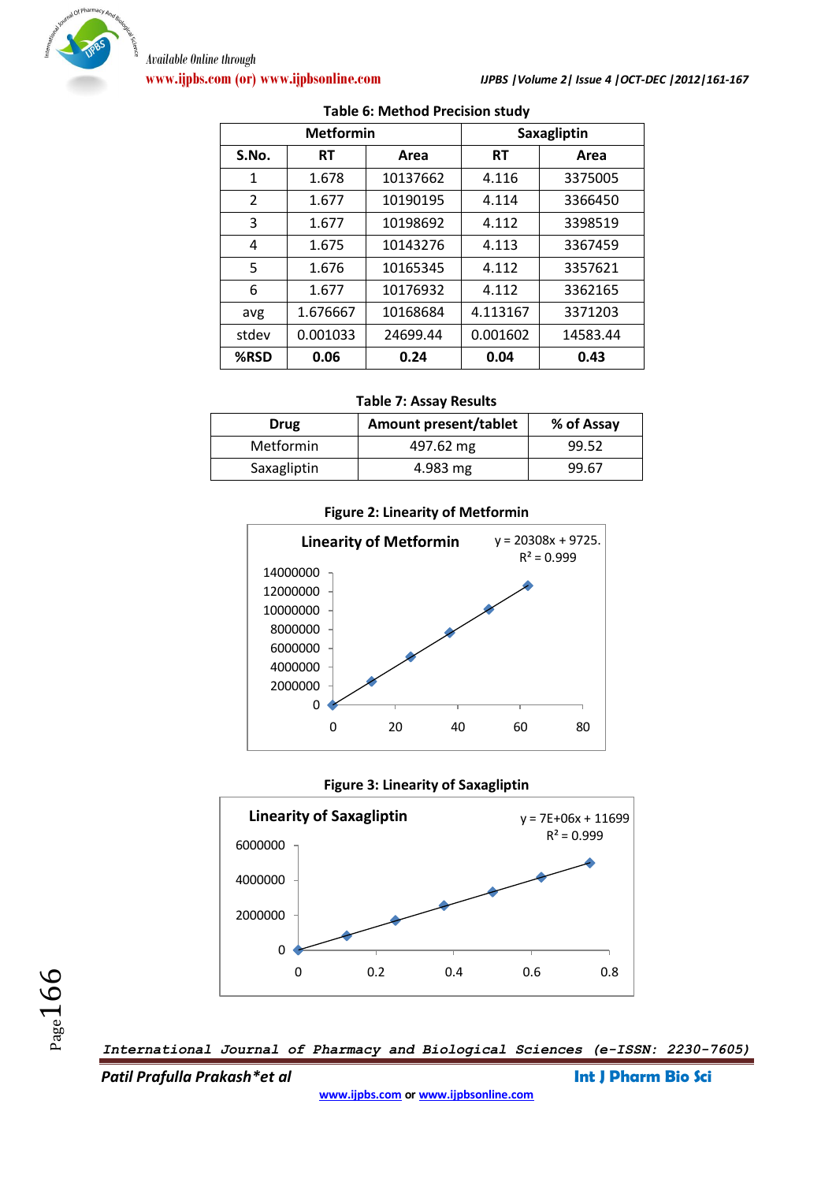**Table 6: Method Precision study**

| | Metformin | | Saxagliptin | |
|---|---|---|---|---|
| **S.No.** | **RT** | **Area** | **RT** | **Area** |
| 1 | 1.678 | 10137662 | 4.116 | 3375005 |
| 2 | 1.677 | 10190195 | 4.114 | 3366450 |
| 3 | 1.677 | 10198692 | 4.112 | 3398519 |
| 4 | 1.675 | 10143276 | 4.113 | 3367459 |
| 5 | 1.676 | 10165345 | 4.112 | 3357621 |
| 6 | 1.677 | 10176932 | 4.112 | 3362165 |
| avg | 1.676667 | 10168684 | 4.113167 | 3371203 |
| stdev | 0.001033 | 24699.44 | 0.001602 | 14583.44 |
| **%RSD** | **0.06** | **0.24** | **0.04** | **0.43** |

**Table 7: Assay Results**

| Drug | Amount present/tablet | % of Assay |
|---|---|---|
| Metformin | 497.62 mg | 99.52 |
| Saxagliptin | 4.983 mg | 99.67 |

**Figure 2: Linearity of Metformin**

Linearity of Metformin

$y = 20308x + 9725.$

$R^2 = 0.999$

**Figure 3: Linearity of Saxagliptin**

Linearity of Saxagliptin

$y = 7E+06x + 11699$

$R^2 = 0.999$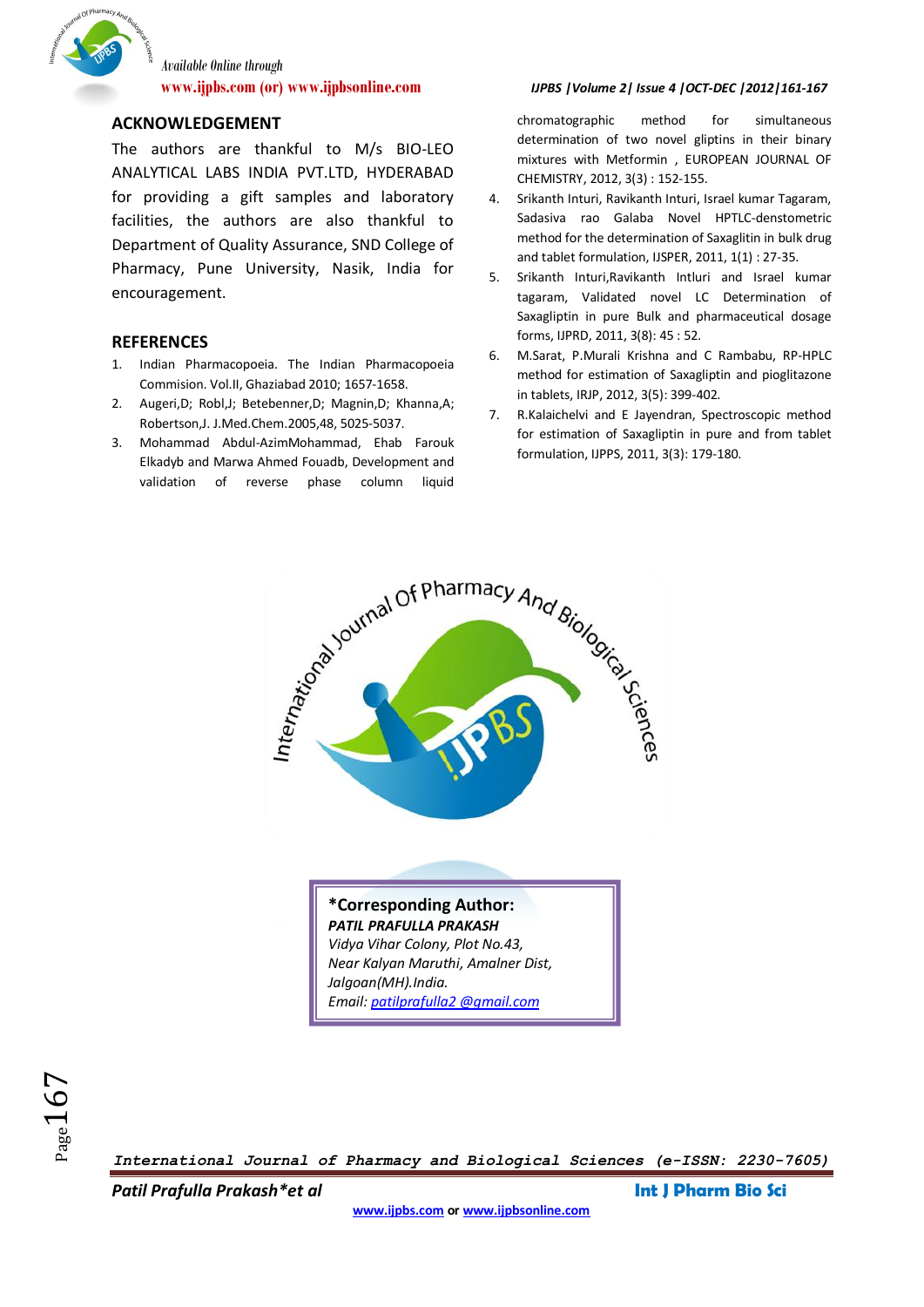## ACKNOWLEDGEMENT

The authors are thankful to M/s BIO-LEO ANALYTICAL LABS INDIA PVT.LTD, HYDERABAD for providing a gift samples and laboratory facilities, the authors are also thankful to Department of Quality Assurance, SND College of Pharmacy, Pune University, Nasik, India for encouragement.

## REFERENCES

1. Indian Pharmacopoeia. The Indian Pharmacopoeia Commision. Vol.II, Ghaziabad 2010; 1657-1658.
2. Augeri,D; Robl,J; Betebenner,D; Magnin,D; Khanna,A; Robertson,J. J.Med.Chem.2005,48, 5025-5037.
3. Mohammad Abdul-AzimMohammad, Ehab Farouk Elkadyb and Marwa Ahmed Fouadb, Development and validation of reverse phase column liquid chromatographic method for simultaneous determination of two novel gliptins in their binary mixtures with Metformin , EUROPEAN JOURNAL OF CHEMISTRY, 2012, 3(3) : 152-155.
4. Srikanth Inturi, Ravikanth Inturi, Israel kumar Tagaram, Sadasiva rao Galaba Novel HPTLC-denstometric method for the determination of Saxaglitin in bulk drug and tablet formulation, IJSPER, 2011, 1(1) : 27-35.
5. Srikanth Inturi,Ravikanth Intluri and Israel kumar tagaram, Validated novel LC Determination of Saxagliptin in pure Bulk and pharmaceutical dosage forms, IJPRD, 2011, 3(8): 45 : 52.
6. M.Sarat, P.Murali Krishna and C Rambabu, RP-HPLC method for estimation of Saxagliptin and pioglitazone in tablets, IRJP, 2012, 3(5): 399-402.
7. R.Kalaichelvi and E Jayendran, Spectroscopic method for estimation of Saxagliptin in pure and from tablet formulation, IJPPS, 2011, 3(3): 179-180.

**\*Corresponding Author:**
***PATIL PRAFULLA PRAKASH***
*Vidya Vihar Colony, Plot No.43,*
*Near Kalyan Maruthi, Amalner Dist,*
*Jalgoan(MH).India.*
*Email: patilprafulla2 @gmail.com*